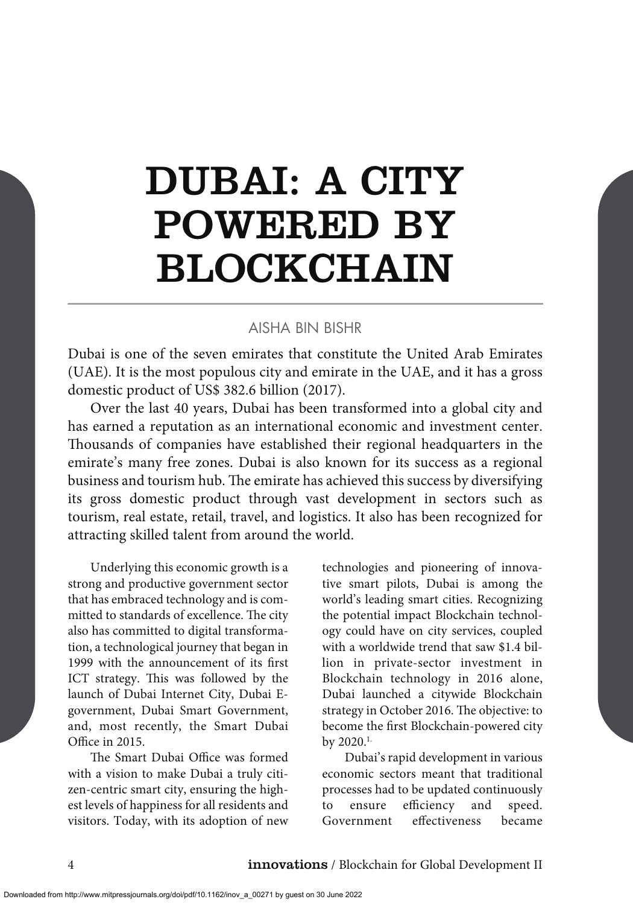# DUBAI: A CITY POWERED BY BLOCKCHAIN

AISHA BIN BISHR

Dubai is one of the seven emirates that constitute the United Arab Emirates (UAE). It is the most populous city and emirate in the UAE, and it has a gross domestic product of US$ 382.6 billion (2017).

Over the last 40 years, Dubai has been transformed into a global city and has earned a reputation as an international economic and investment center. Thousands of companies have established their regional headquarters in the emirate's many free zones. Dubai is also known for its success as a regional business and tourism hub. The emirate has achieved this success by diversifying its gross domestic product through vast development in sectors such as tourism, real estate, retail, travel, and logistics. It also has been recognized for attracting skilled talent from around the world.

Underlying this economic growth is a strong and productive government sector that has embraced technology and is committed to standards of excellence. The city also has committed to digital transformation, a technological journey that began in 1999 with the announcement of its first ICT strategy. This was followed by the launch of Dubai Internet City, Dubai E-government, Dubai Smart Government, and, most recently, the Smart Dubai Office in 2015.

The Smart Dubai Office was formed with a vision to make Dubai a truly citizen-centric smart city, ensuring the highest levels of happiness for all residents and visitors. Today, with its adoption of new technologies and pioneering of innovative smart pilots, Dubai is among the world's leading smart cities. Recognizing the potential impact Blockchain technology could have on city services, coupled with a worldwide trend that saw $1.4 billion in private-sector investment in Blockchain technology in 2016 alone, Dubai launched a citywide Blockchain strategy in October 2016. The objective: to become the first Blockchain-powered city by 2020.[1]

Dubai's rapid development in various economic sectors meant that traditional processes had to be updated continuously to ensure efficiency and speed. Government effectiveness became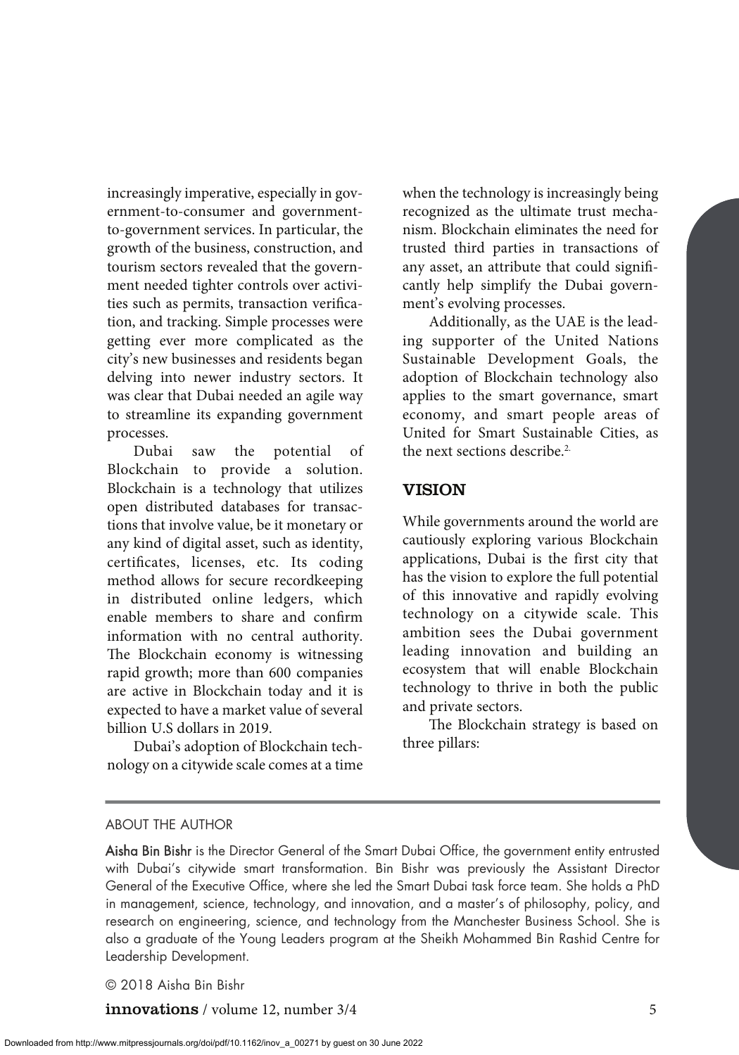increasingly imperative, especially in government-to-consumer and government-to-government services. In particular, the growth of the business, construction, and tourism sectors revealed that the government needed tighter controls over activities such as permits, transaction verification, and tracking. Simple processes were getting ever more complicated as the city's new businesses and residents began delving into newer industry sectors. It was clear that Dubai needed an agile way to streamline its expanding government processes.

Dubai saw the potential of Blockchain to provide a solution. Blockchain is a technology that utilizes open distributed databases for transactions that involve value, be it monetary or any kind of digital asset, such as identity, certificates, licenses, etc. Its coding method allows for secure recordkeeping in distributed online ledgers, which enable members to share and confirm information with no central authority. The Blockchain economy is witnessing rapid growth; more than 600 companies are active in Blockchain today and it is expected to have a market value of several billion U.S dollars in 2019.

Dubai's adoption of Blockchain technology on a citywide scale comes at a time when the technology is increasingly being recognized as the ultimate trust mechanism. Blockchain eliminates the need for trusted third parties in transactions of any asset, an attribute that could significantly help simplify the Dubai government's evolving processes.

Additionally, as the UAE is the leading supporter of the United Nations Sustainable Development Goals, the adoption of Blockchain technology also applies to the smart governance, smart economy, and smart people areas of United for Smart Sustainable Cities, as the next sections describe.[2.]

## VISION

While governments around the world are cautiously exploring various Blockchain applications, Dubai is the first city that has the vision to explore the full potential of this innovative and rapidly evolving technology on a citywide scale. This ambition sees the Dubai government leading innovation and building an ecosystem that will enable Blockchain technology to thrive in both the public and private sectors.

The Blockchain strategy is based on three pillars:

---

ABOUT THE AUTHOR

**Aisha Bin Bishr** is the Director General of the Smart Dubai Office, the government entity entrusted with Dubai's citywide smart transformation. Bin Bishr was previously the Assistant Director General of the Executive Office, where she led the Smart Dubai task force team. She holds a PhD in management, science, technology, and innovation, and a master's of philosophy, policy, and research on engineering, science, and technology from the Manchester Business School. She is also a graduate of the Young Leaders program at the Sheikh Mohammed Bin Rashid Centre for Leadership Development.

© 2018 Aisha Bin Bishr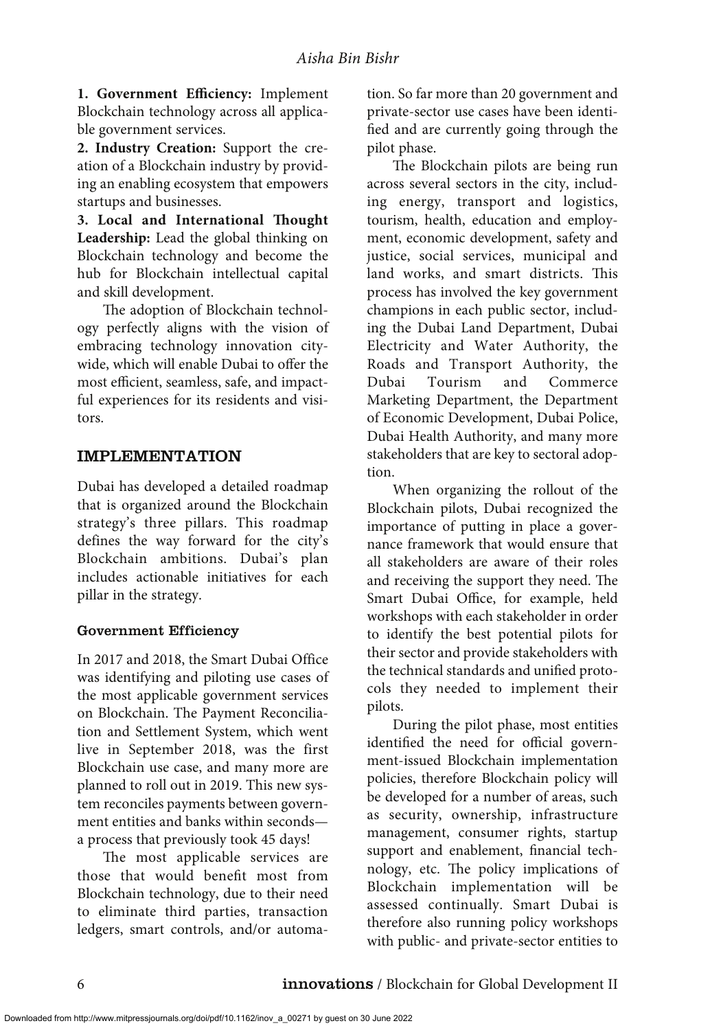**1. Government Efficiency:** Implement Blockchain technology across all applicable government services.

**2. Industry Creation:** Support the creation of a Blockchain industry by providing an enabling ecosystem that empowers startups and businesses.

**3. Local and International Thought Leadership:** Lead the global thinking on Blockchain technology and become the hub for Blockchain intellectual capital and skill development.

The adoption of Blockchain technology perfectly aligns with the vision of embracing technology innovation citywide, which will enable Dubai to offer the most efficient, seamless, safe, and impactful experiences for its residents and visitors.

## IMPLEMENTATION

Dubai has developed a detailed roadmap that is organized around the Blockchain strategy's three pillars. This roadmap defines the way forward for the city's Blockchain ambitions. Dubai's plan includes actionable initiatives for each pillar in the strategy.

### Government Efficiency

In 2017 and 2018, the Smart Dubai Office was identifying and piloting use cases of the most applicable government services on Blockchain. The Payment Reconciliation and Settlement System, which went live in September 2018, was the first Blockchain use case, and many more are planned to roll out in 2019. This new system reconciles payments between government entities and banks within seconds—a process that previously took 45 days!

The most applicable services are those that would benefit most from Blockchain technology, due to their need to eliminate third parties, transaction ledgers, smart controls, and/or automation. So far more than 20 government and private-sector use cases have been identified and are currently going through the pilot phase.

The Blockchain pilots are being run across several sectors in the city, including energy, transport and logistics, tourism, health, education and employment, economic development, safety and justice, social services, municipal and land works, and smart districts. This process has involved the key government champions in each public sector, including the Dubai Land Department, Dubai Electricity and Water Authority, the Roads and Transport Authority, the Dubai Tourism and Commerce Marketing Department, the Department of Economic Development, Dubai Police, Dubai Health Authority, and many more stakeholders that are key to sectoral adoption.

When organizing the rollout of the Blockchain pilots, Dubai recognized the importance of putting in place a governance framework that would ensure that all stakeholders are aware of their roles and receiving the support they need. The Smart Dubai Office, for example, held workshops with each stakeholder in order to identify the best potential pilots for their sector and provide stakeholders with the technical standards and unified protocols they needed to implement their pilots.

During the pilot phase, most entities identified the need for official government-issued Blockchain implementation policies, therefore Blockchain policy will be developed for a number of areas, such as security, ownership, infrastructure management, consumer rights, startup support and enablement, financial technology, etc. The policy implications of Blockchain implementation will be assessed continually. Smart Dubai is therefore also running policy workshops with public- and private-sector entities to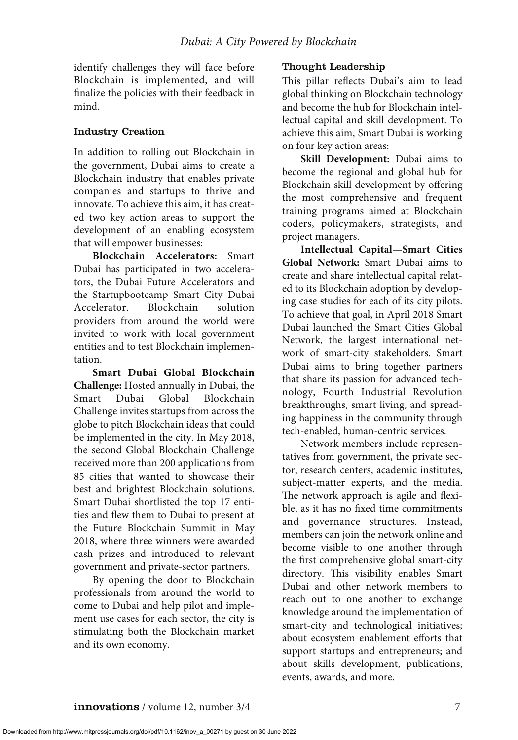identify challenges they will face before Blockchain is implemented, and will finalize the policies with their feedback in mind.

### Industry Creation

In addition to rolling out Blockchain in the government, Dubai aims to create a Blockchain industry that enables private companies and startups to thrive and innovate. To achieve this aim, it has created two key action areas to support the development of an enabling ecosystem that will empower businesses:

**Blockchain Accelerators:** Smart Dubai has participated in two accelerators, the Dubai Future Accelerators and the Startupbootcamp Smart City Dubai Accelerator. Blockchain solution providers from around the world were invited to work with local government entities and to test Blockchain implementation.

**Smart Dubai Global Blockchain Challenge:** Hosted annually in Dubai, the Smart Dubai Global Blockchain Challenge invites startups from across the globe to pitch Blockchain ideas that could be implemented in the city. In May 2018, the second Global Blockchain Challenge received more than 200 applications from 85 cities that wanted to showcase their best and brightest Blockchain solutions. Smart Dubai shortlisted the top 17 entities and flew them to Dubai to present at the Future Blockchain Summit in May 2018, where three winners were awarded cash prizes and introduced to relevant government and private-sector partners.

By opening the door to Blockchain professionals from around the world to come to Dubai and help pilot and implement use cases for each sector, the city is stimulating both the Blockchain market and its own economy.

### Thought Leadership

This pillar reflects Dubai's aim to lead global thinking on Blockchain technology and become the hub for Blockchain intellectual capital and skill development. To achieve this aim, Smart Dubai is working on four key action areas:

**Skill Development:** Dubai aims to become the regional and global hub for Blockchain skill development by offering the most comprehensive and frequent training programs aimed at Blockchain coders, policymakers, strategists, and project managers.

**Intellectual Capital—Smart Cities Global Network:** Smart Dubai aims to create and share intellectual capital related to its Blockchain adoption by developing case studies for each of its city pilots. To achieve that goal, in April 2018 Smart Dubai launched the Smart Cities Global Network, the largest international network of smart-city stakeholders. Smart Dubai aims to bring together partners that share its passion for advanced technology, Fourth Industrial Revolution breakthroughs, smart living, and spreading happiness in the community through tech-enabled, human-centric services.

Network members include representatives from government, the private sector, research centers, academic institutes, subject-matter experts, and the media. The network approach is agile and flexible, as it has no fixed time commitments and governance structures. Instead, members can join the network online and become visible to one another through the first comprehensive global smart-city directory. This visibility enables Smart Dubai and other network members to reach out to one another to exchange knowledge around the implementation of smart-city and technological initiatives; about ecosystem enablement efforts that support startups and entrepreneurs; and about skills development, publications, events, awards, and more.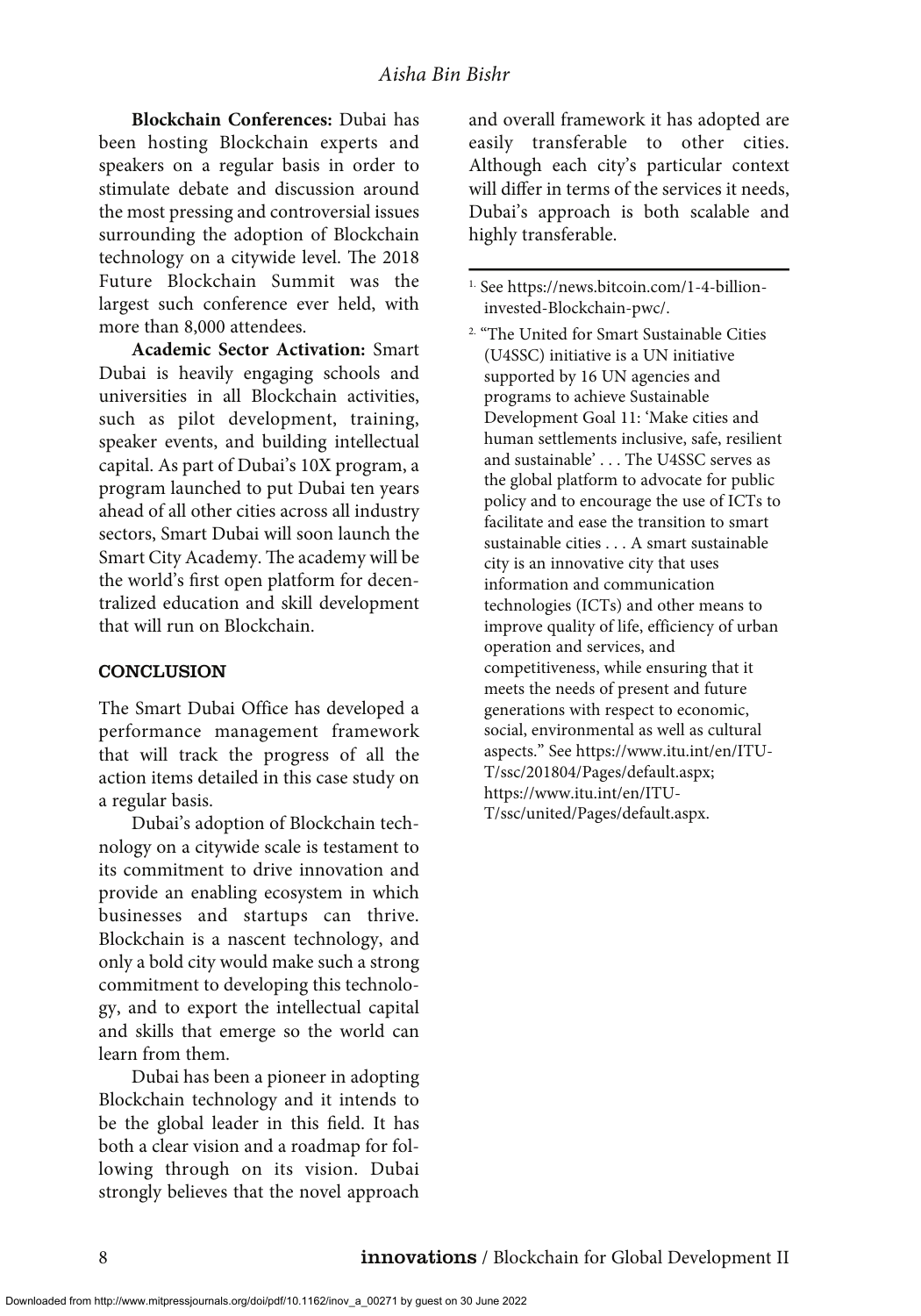**Blockchain Conferences:** Dubai has been hosting Blockchain experts and speakers on a regular basis in order to stimulate debate and discussion around the most pressing and controversial issues surrounding the adoption of Blockchain technology on a citywide level. The 2018 Future Blockchain Summit was the largest such conference ever held, with more than 8,000 attendees.

**Academic Sector Activation:** Smart Dubai is heavily engaging schools and universities in all Blockchain activities, such as pilot development, training, speaker events, and building intellectual capital. As part of Dubai's 10X program, a program launched to put Dubai ten years ahead of all other cities across all industry sectors, Smart Dubai will soon launch the Smart City Academy. The academy will be the world's first open platform for decentralized education and skill development that will run on Blockchain.

## CONCLUSION

The Smart Dubai Office has developed a performance management framework that will track the progress of all the action items detailed in this case study on a regular basis.

Dubai's adoption of Blockchain technology on a citywide scale is testament to its commitment to drive innovation and provide an enabling ecosystem in which businesses and startups can thrive. Blockchain is a nascent technology, and only a bold city would make such a strong commitment to developing this technology, and to export the intellectual capital and skills that emerge so the world can learn from them.

Dubai has been a pioneer in adopting Blockchain technology and it intends to be the global leader in this field. It has both a clear vision and a roadmap for following through on its vision. Dubai strongly believes that the novel approach and overall framework it has adopted are easily transferable to other cities. Although each city's particular context will differ in terms of the services it needs, Dubai's approach is both scalable and highly transferable.

---

1. See https://news.bitcoin.com/1-4-billion-invested-Blockchain-pwc/.

2. "The United for Smart Sustainable Cities (U4SSC) initiative is a UN initiative supported by 16 UN agencies and programs to achieve Sustainable Development Goal 11: 'Make cities and human settlements inclusive, safe, resilient and sustainable' . . . The U4SSC serves as the global platform to advocate for public policy and to encourage the use of ICTs to facilitate and ease the transition to smart sustainable cities . . . A smart sustainable city is an innovative city that uses information and communication technologies (ICTs) and other means to improve quality of life, efficiency of urban operation and services, and competitiveness, while ensuring that it meets the needs of present and future generations with respect to economic, social, environmental as well as cultural aspects." See https://www.itu.int/en/ITU-T/ssc/201804/Pages/default.aspx; https://www.itu.int/en/ITU-T/ssc/united/Pages/default.aspx.